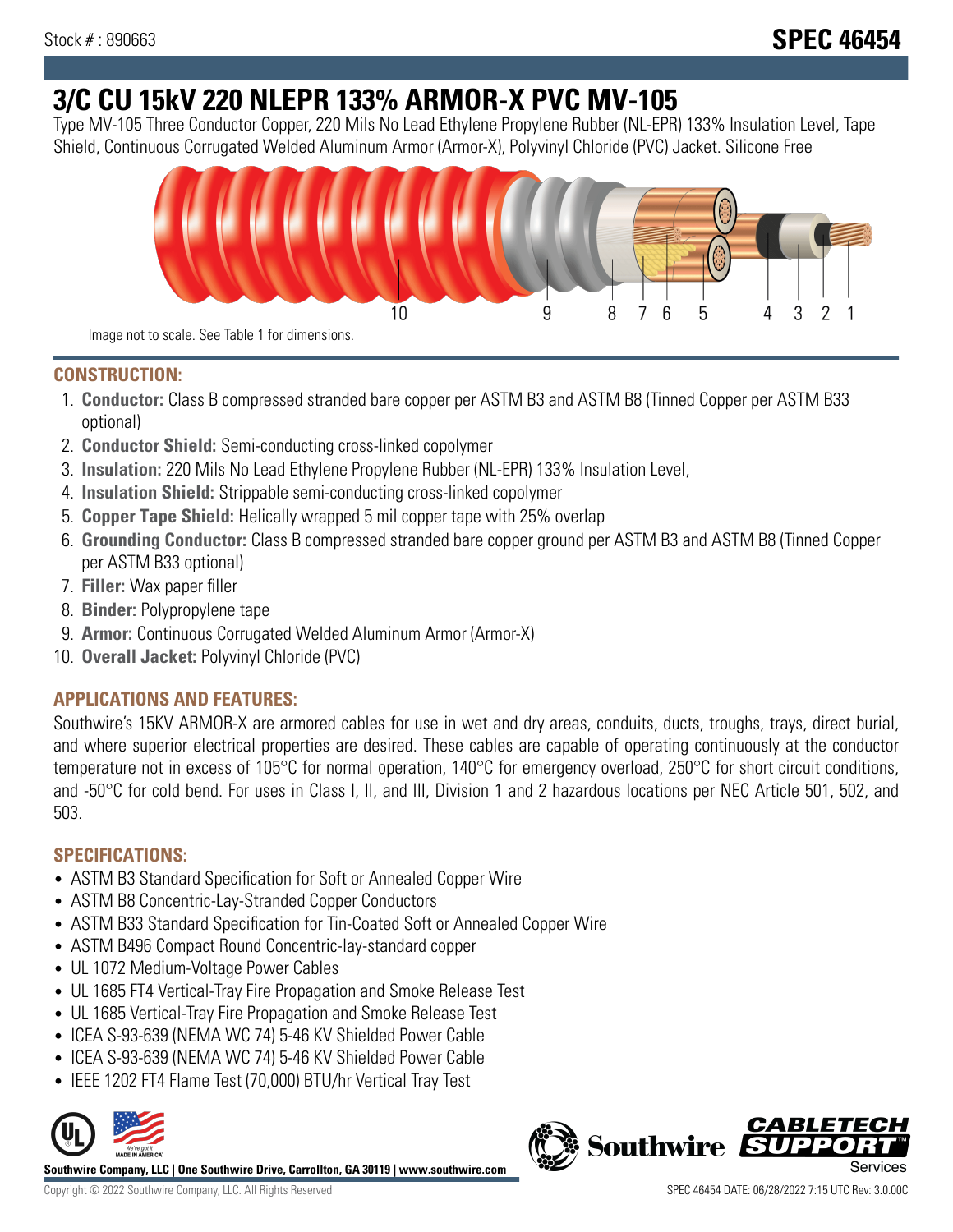Stock # : 890663

# SPEC 46454

# 3/C CU 15kV 220 NLEPR 133% ARMOR-X PVC MV-105

Type MV-105 Three Conductor Copper, 220 Mils No Lead Ethylene Propylene Rubber (NL-EPR) 133% Insulation Level, Tape Shield, Continuous Corrugated Welded Aluminum Armor (Armor-X), Polyvinyl Chloride (PVC) Jacket. Silicone Free

Image not to scale. See Table 1 for dimensions.

## CONSTRUCTION:

1. **Conductor:** Class B compressed stranded bare copper per ASTM B3 and ASTM B8 (Tinned Copper per ASTM B33 optional)
2. **Conductor Shield:** Semi-conducting cross-linked copolymer
3. **Insulation:** 220 Mils No Lead Ethylene Propylene Rubber (NL-EPR) 133% Insulation Level,
4. **Insulation Shield:** Strippable semi-conducting cross-linked copolymer
5. **Copper Tape Shield:** Helically wrapped 5 mil copper tape with 25% overlap
6. **Grounding Conductor:** Class B compressed stranded bare copper ground per ASTM B3 and ASTM B8 (Tinned Copper per ASTM B33 optional)
7. **Filler:** Wax paper filler
8. **Binder:** Polypropylene tape
9. **Armor:** Continuous Corrugated Welded Aluminum Armor (Armor-X)
10. **Overall Jacket:** Polyvinyl Chloride (PVC)

## APPLICATIONS AND FEATURES:

Southwire's 15KV ARMOR-X are armored cables for use in wet and dry areas, conduits, ducts, troughs, trays, direct burial, and where superior electrical properties are desired. These cables are capable of operating continuously at the conductor temperature not in excess of 105°C for normal operation, 140°C for emergency overload, 250°C for short circuit conditions, and -50°C for cold bend. For uses in Class I, II, and III, Division 1 and 2 hazardous locations per NEC Article 501, 502, and 503.

## SPECIFICATIONS:

- ASTM B3 Standard Specification for Soft or Annealed Copper Wire
- ASTM B8 Concentric-Lay-Stranded Copper Conductors
- ASTM B33 Standard Specification for Tin-Coated Soft or Annealed Copper Wire
- ASTM B496 Compact Round Concentric-lay-standard copper
- UL 1072 Medium-Voltage Power Cables
- UL 1685 FT4 Vertical-Tray Fire Propagation and Smoke Release Test
- UL 1685 Vertical-Tray Fire Propagation and Smoke Release Test
- ICEA S-93-639 (NEMA WC 74) 5-46 KV Shielded Power Cable
- ICEA S-93-639 (NEMA WC 74) 5-46 KV Shielded Power Cable
- IEEE 1202 FT4 Flame Test (70,000) BTU/hr Vertical Tray Test

**Southwire Company, LLC | One Southwire Drive, Carrollton, GA 30119 | www.southwire.com**

Copyright © 2022 Southwire Company, LLC. All Rights Reserved

SPEC 46454 DATE: 06/28/2022 7:15 UTC Rev: 3.0.00C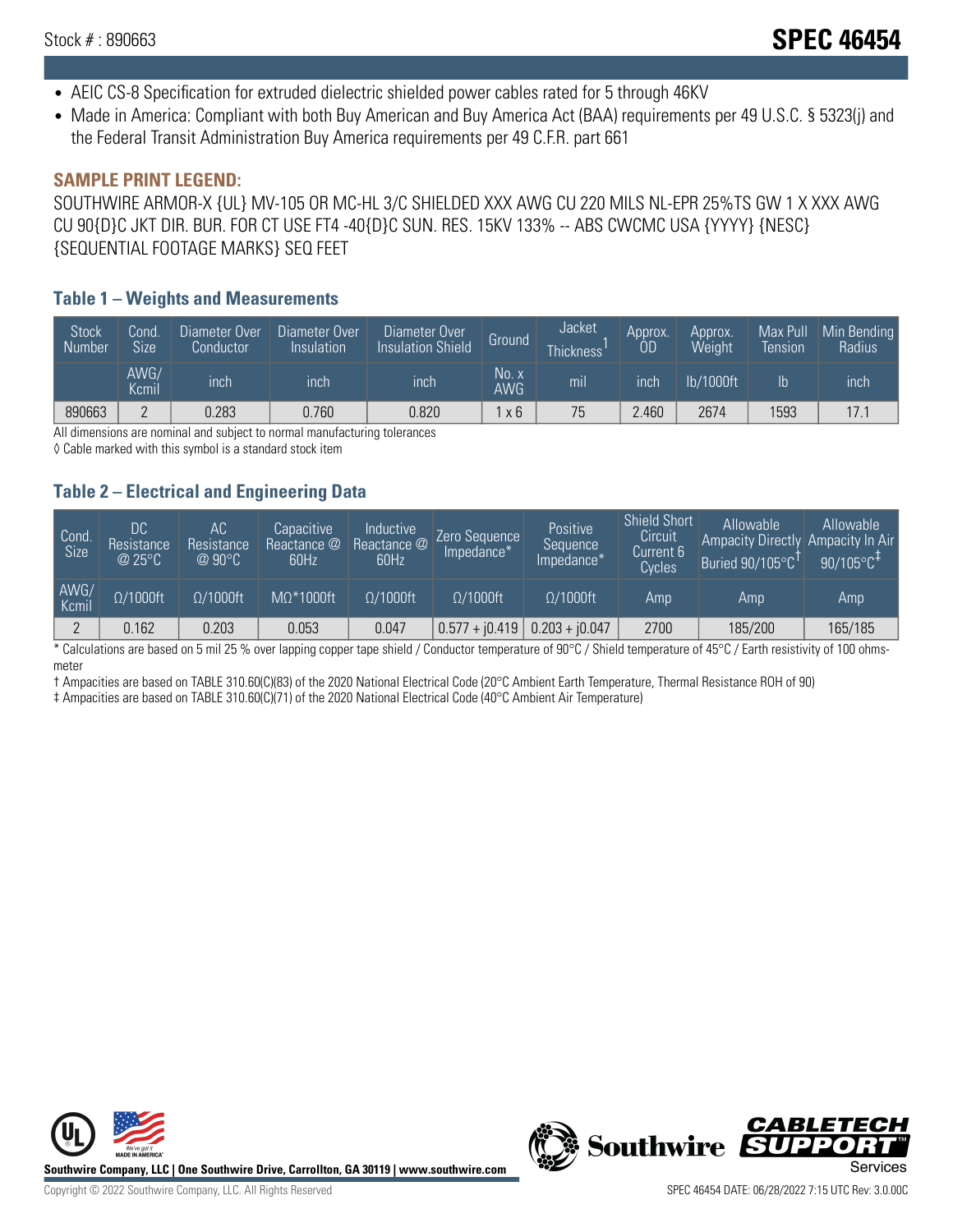- AEIC CS-8 Specification for extruded dielectric shielded power cables rated for 5 through 46KV
- Made in America: Compliant with both Buy American and Buy America Act (BAA) requirements per 49 U.S.C. § 5323(j) and the Federal Transit Administration Buy America requirements per 49 C.F.R. part 661

## SAMPLE PRINT LEGEND:

SOUTHWIRE ARMOR-X {UL} MV-105 OR MC-HL 3/C SHIELDED XXX AWG CU 220 MILS NL-EPR 25%TS GW 1 X XXX AWG CU 90{D}C JKT DIR. BUR. FOR CT USE FT4 -40{D}C SUN. RES. 15KV 133% -- ABS CWCMC USA {YYYY} {NESC} {SEQUENTIAL FOOTAGE MARKS} SEQ FEET

### Table 1 – Weights and Measurements

| Stock Number | Cond. Size | Diameter Over Conductor | Diameter Over Insulation | Diameter Over Insulation Shield | Ground | Jacket Thickness[1] | Approx. OD | Approx. Weight | Max Pull Tension | Min Bending Radius |
|---|---|---|---|---|---|---|---|---|---|---|
| | AWG/ Kcmil | inch | inch | inch | No. x AWG | mil | inch | lb/1000ft | lb | inch |
| 890663 | 2 | 0.283 | 0.760 | 0.820 | 1 x 6 | 75 | 2.460 | 2674 | 1593 | 17.1 |

All dimensions are nominal and subject to normal manufacturing tolerances

◊ Cable marked with this symbol is a standard stock item

### Table 2 – Electrical and Engineering Data

| Cond. Size | DC Resistance @ 25°C | AC Resistance @ 90°C | Capacitive Reactance @ 60Hz | Inductive Reactance @ 60Hz | Zero Sequence Impedance* | Positive Sequence Impedance* | Shield Short Circuit Current 6 Cycles | Allowable Ampacity Directly Buried 90/105°C† | Allowable Ampacity In Air 90/105°C‡ |
|---|---|---|---|---|---|---|---|---|---|
| AWG/ Kcmil | Ω/1000ft | Ω/1000ft | MΩ*1000ft | Ω/1000ft | Ω/1000ft | Ω/1000ft | Amp | Amp | Amp |
| 2 | 0.162 | 0.203 | 0.053 | 0.047 | 0.577 + j0.419 | 0.203 + j0.047 | 2700 | 185/200 | 165/185 |

\* Calculations are based on 5 mil 25 % over lapping copper tape shield / Conductor temperature of 90°C / Shield temperature of 45°C / Earth resistivity of 100 ohms-meter

† Ampacities are based on TABLE 310.60(C)(83) of the 2020 National Electrical Code (20°C Ambient Earth Temperature, Thermal Resistance ROH of 90)

‡ Ampacities are based on TABLE 310.60(C)(71) of the 2020 National Electrical Code (40°C Ambient Air Temperature)

Southwire Company, LLC | One Southwire Drive, Carrollton, GA 30119 | www.southwire.com

Copyright © 2022 Southwire Company, LLC. All Rights Reserved

SPEC 46454 DATE: 06/28/2022 7:15 UTC Rev: 3.0.00C